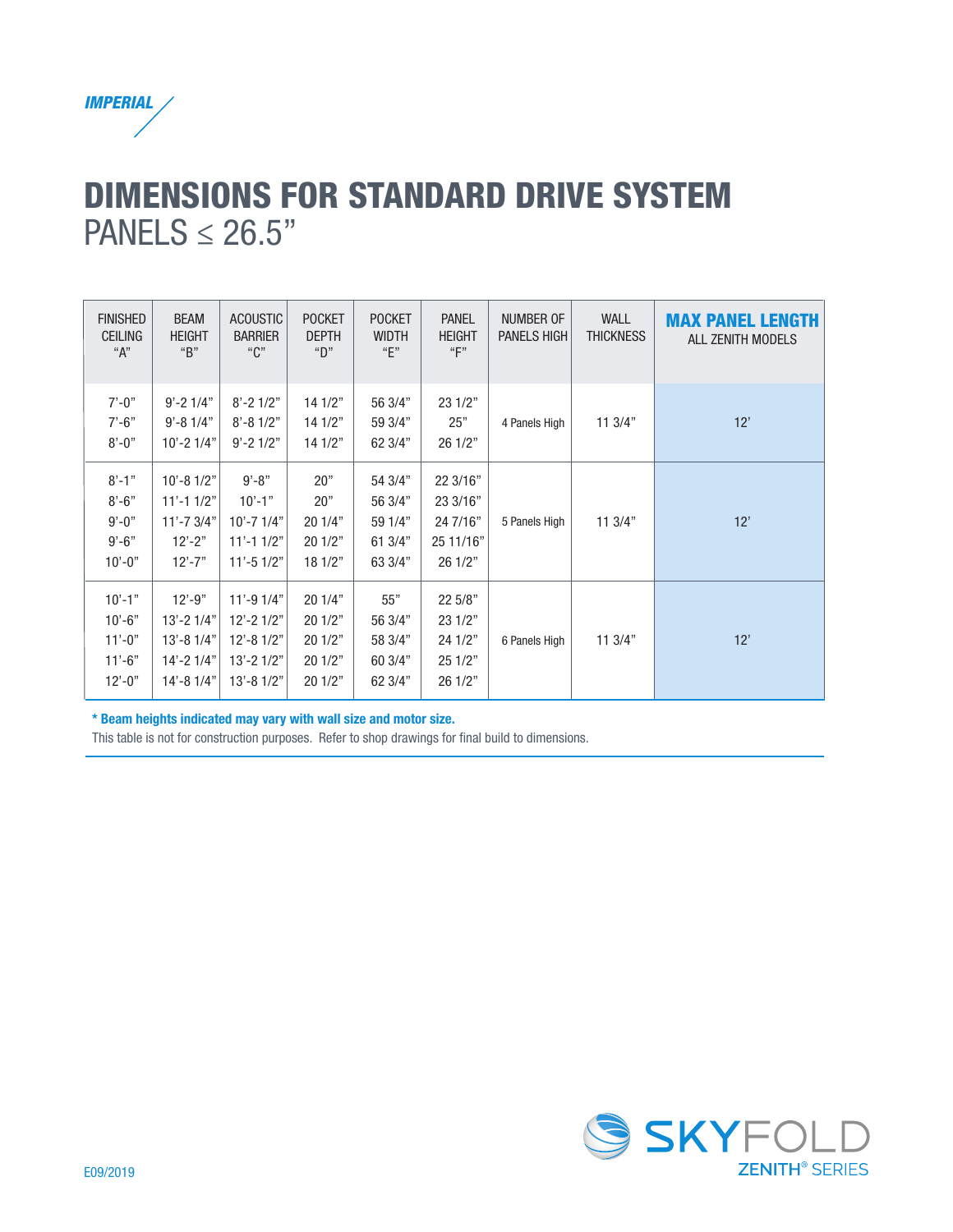*IMPERIAL*

# DIMENSIONS FOR STANDARD DRIVE SYSTEM
## PANELS ≤ 26.5"

| FINISHED CEILING "A" | BEAM HEIGHT "B" | ACOUSTIC BARRIER "C" | POCKET DEPTH "D" | POCKET WIDTH "E" | PANEL HEIGHT "F" | NUMBER OF PANELS HIGH | WALL THICKNESS | MAX PANEL LENGTH ALL ZENITH MODELS |
|---|---|---|---|---|---|---|---|---|
| 7'-0" | 9'-2 1/4" | 8'-2 1/2" | 14 1/2" | 56 3/4" | 23 1/2" | 4 Panels High | 11 3/4" | 12' |
| 7'-6" | 9'-8 1/4" | 8'-8 1/2" | 14 1/2" | 59 3/4" | 25" | | | |
| 8'-0" | 10'-2 1/4" | 9'-2 1/2" | 14 1/2" | 62 3/4" | 26 1/2" | | | |
| 8'-1" | 10'-8 1/2" | 9'-8" | 20" | 54 3/4" | 22 3/16" | 5 Panels High | 11 3/4" | 12' |
| 8'-6" | 11'-1 1/2" | 10'-1" | 20" | 56 3/4" | 23 3/16" | | | |
| 9'-0" | 11'-7 3/4" | 10'-7 1/4" | 20 1/4" | 59 1/4" | 24 7/16" | | | |
| 9'-6" | 12'-2" | 11'-1 1/2" | 20 1/2" | 61 3/4" | 25 11/16" | | | |
| 10'-0" | 12'-7" | 11'-5 1/2" | 18 1/2" | 63 3/4" | 26 1/2" | | | |
| 10'-1" | 12'-9" | 11'-9 1/4" | 20 1/4" | 55" | 22 5/8" | 6 Panels High | 11 3/4" | 12' |
| 10'-6" | 13'-2 1/4" | 12'-2 1/2" | 20 1/2" | 56 3/4" | 23 1/2" | | | |
| 11'-0" | 13'-8 1/4" | 12'-8 1/2" | 20 1/2" | 58 3/4" | 24 1/2" | | | |
| 11'-6" | 14'-2 1/4" | 13'-2 1/2" | 20 1/2" | 60 3/4" | 25 1/2" | | | |
| 12'-0" | 14'-8 1/4" | 13'-8 1/2" | 20 1/2" | 62 3/4" | 26 1/2" | | | |

**\* Beam heights indicated may vary with wall size and motor size.**

This table is not for construction purposes. Refer to shop drawings for final build to dimensions.

SKYFOLD ZENITH® SERIES

E09/2019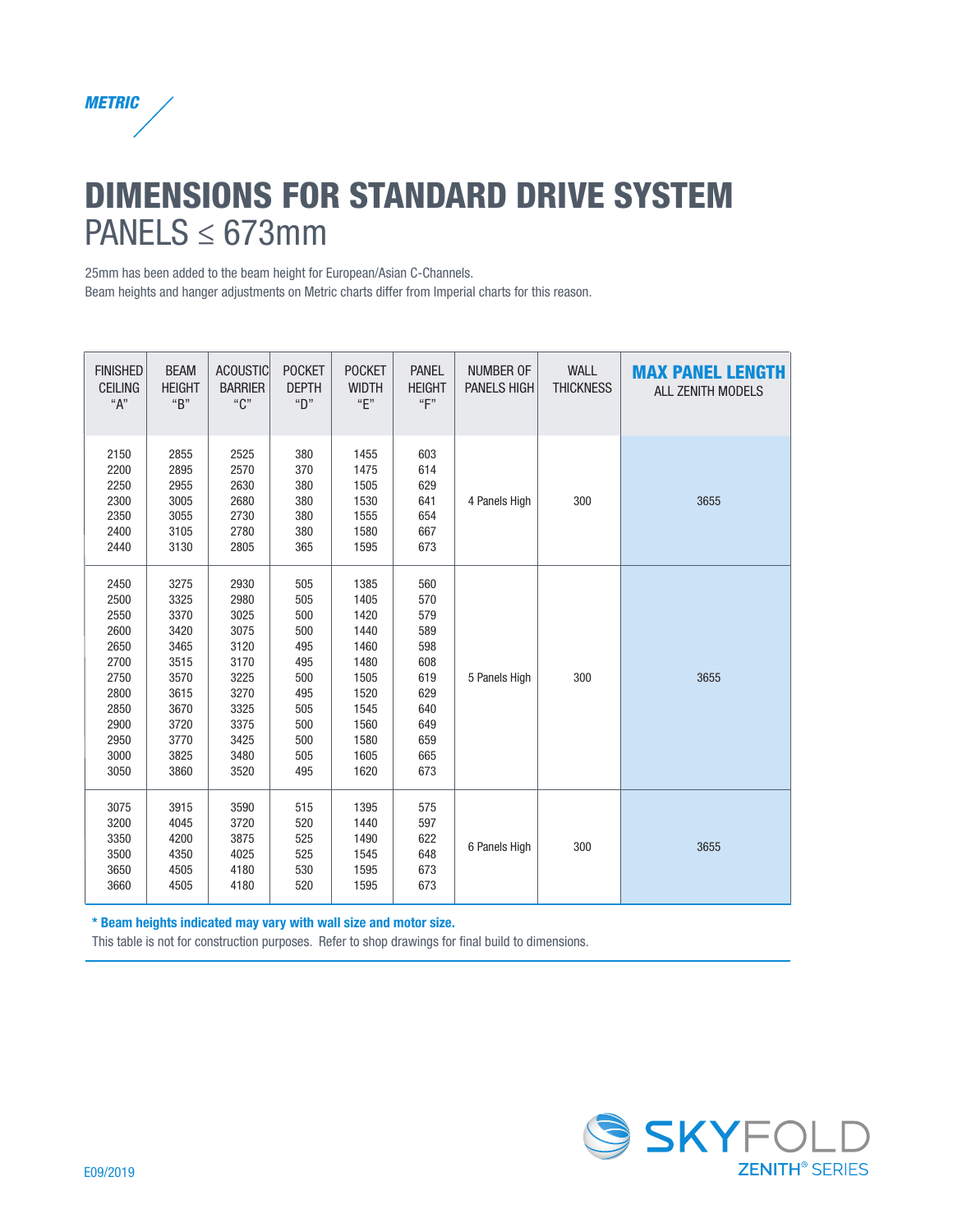*METRIC*

# DIMENSIONS FOR STANDARD DRIVE SYSTEM

## PANELS ≤ 673mm

25mm has been added to the beam height for European/Asian C-Channels.
Beam heights and hanger adjustments on Metric charts differ from Imperial charts for this reason.

| FINISHED CEILING "A" | BEAM HEIGHT "B" | ACOUSTIC BARRIER "C" | POCKET DEPTH "D" | POCKET WIDTH "E" | PANEL HEIGHT "F" | NUMBER OF PANELS HIGH | WALL THICKNESS | MAX PANEL LENGTH ALL ZENITH MODELS |
|---|---|---|---|---|---|---|---|---|
| 2150<br>2200<br>2250<br>2300<br>2350<br>2400<br>2440 | 2855<br>2895<br>2955<br>3005<br>3055<br>3105<br>3130 | 2525<br>2570<br>2630<br>2680<br>2730<br>2780<br>2805 | 380<br>370<br>380<br>380<br>380<br>380<br>365 | 1455<br>1475<br>1505<br>1530<br>1555<br>1580<br>1595 | 603<br>614<br>629<br>641<br>654<br>667<br>673 | 4 Panels High | 300 | 3655 |
| 2450<br>2500<br>2550<br>2600<br>2650<br>2700<br>2750<br>2800<br>2850<br>2900<br>2950<br>3000<br>3050 | 3275<br>3325<br>3370<br>3420<br>3465<br>3515<br>3570<br>3615<br>3670<br>3720<br>3770<br>3825<br>3860 | 2930<br>2980<br>3025<br>3075<br>3120<br>3170<br>3225<br>3270<br>3325<br>3375<br>3425<br>3480<br>3520 | 505<br>505<br>500<br>500<br>495<br>495<br>500<br>495<br>505<br>500<br>500<br>505<br>495 | 1385<br>1405<br>1420<br>1440<br>1460<br>1480<br>1505<br>1520<br>1545<br>1560<br>1580<br>1605<br>1620 | 560<br>570<br>579<br>589<br>598<br>608<br>619<br>629<br>640<br>649<br>659<br>665<br>673 | 5 Panels High | 300 | 3655 |
| 3075<br>3200<br>3350<br>3500<br>3650<br>3660 | 3915<br>4045<br>4200<br>4350<br>4505<br>4505 | 3590<br>3720<br>3875<br>4025<br>4180<br>4180 | 515<br>520<br>525<br>525<br>530<br>520 | 1395<br>1440<br>1490<br>1545<br>1595<br>1595 | 575<br>597<br>622<br>648<br>673<br>673 | 6 Panels High | 300 | 3655 |

**\* Beam heights indicated may vary with wall size and motor size.**

This table is not for construction purposes. Refer to shop drawings for final build to dimensions.

SKYFOLD ZENITH® SERIES

E09/2019